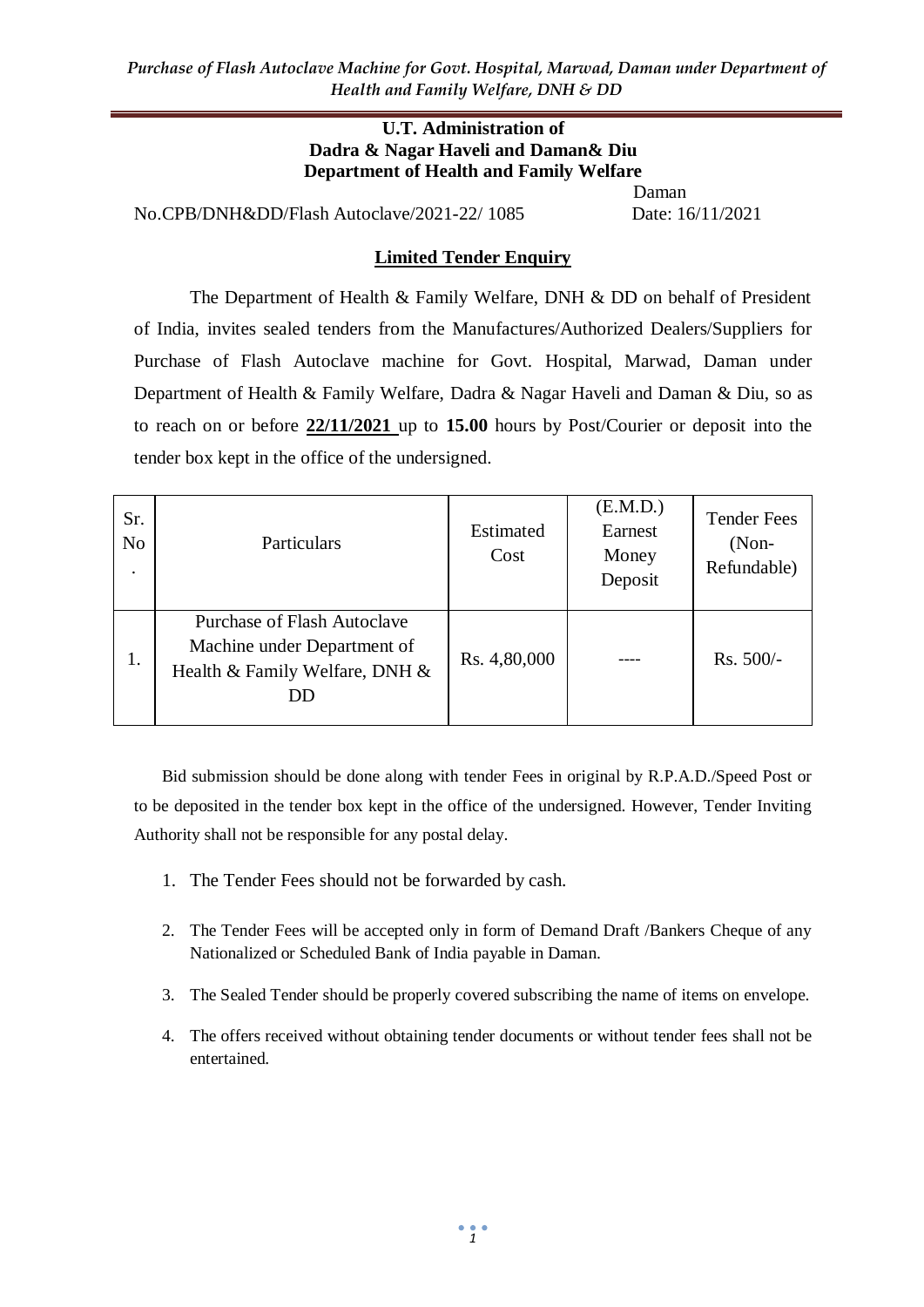**U.T. Administration of**
**Dadra & Nagar Haveli and Daman& Diu**
**Department of Health and Family Welfare**

Daman

No.CPB/DNH&DD/Flash Autoclave/2021-22/ 1085 Date: 16/11/2021

## Limited Tender Enquiry

The Department of Health & Family Welfare, DNH & DD on behalf of President of India, invites sealed tenders from the Manufactures/Authorized Dealers/Suppliers for Purchase of Flash Autoclave machine for Govt. Hospital, Marwad, Daman under Department of Health & Family Welfare, Dadra & Nagar Haveli and Daman & Diu, so as to reach on or before **22/11/2021** up to **15.00** hours by Post/Courier or deposit into the tender box kept in the office of the undersigned.

| Sr. No. | Particulars | Estimated Cost | (E.M.D.) Earnest Money Deposit | Tender Fees (Non-Refundable) |
|---|---|---|---|---|
| 1. | Purchase of Flash Autoclave Machine under Department of Health & Family Welfare, DNH & DD | Rs. 4,80,000 | ---- | Rs. 500/- |

Bid submission should be done along with tender Fees in original by R.P.A.D./Speed Post or to be deposited in the tender box kept in the office of the undersigned. However, Tender Inviting Authority shall not be responsible for any postal delay.

1. The Tender Fees should not be forwarded by cash.
2. The Tender Fees will be accepted only in form of Demand Draft /Bankers Cheque of any Nationalized or Scheduled Bank of India payable in Daman.
3. The Sealed Tender should be properly covered subscribing the name of items on envelope.
4. The offers received without obtaining tender documents or without tender fees shall not be entertained.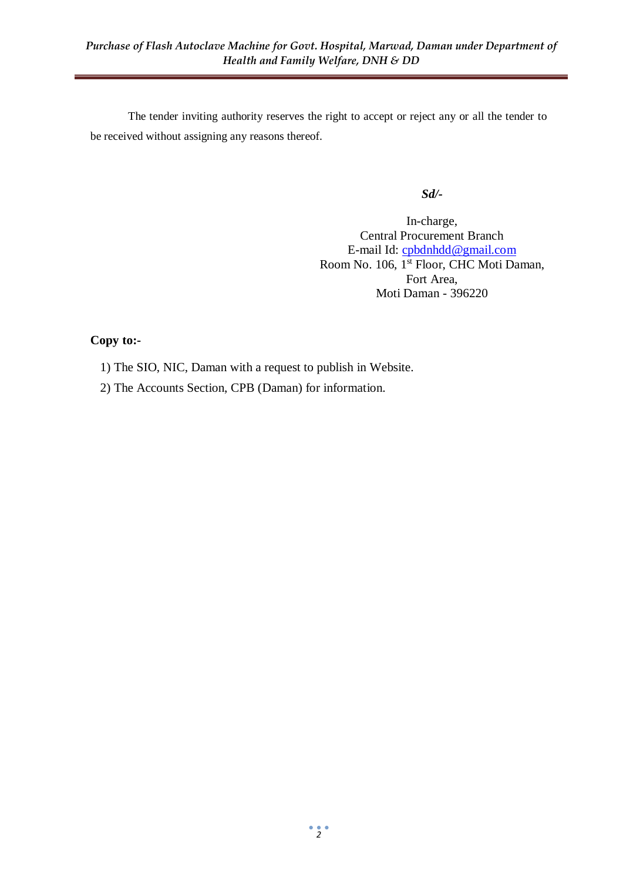The tender inviting authority reserves the right to accept or reject any or all the tender to be received without assigning any reasons thereof.

***Sd/-***

In-charge,
Central Procurement Branch
E-mail Id: cpbdnhdd@gmail.com
Room No. 106, 1st Floor, CHC Moti Daman,
Fort Area,
Moti Daman - 396220

**Copy to:-**

1) The SIO, NIC, Daman with a request to publish in Website.
2) The Accounts Section, CPB (Daman) for information.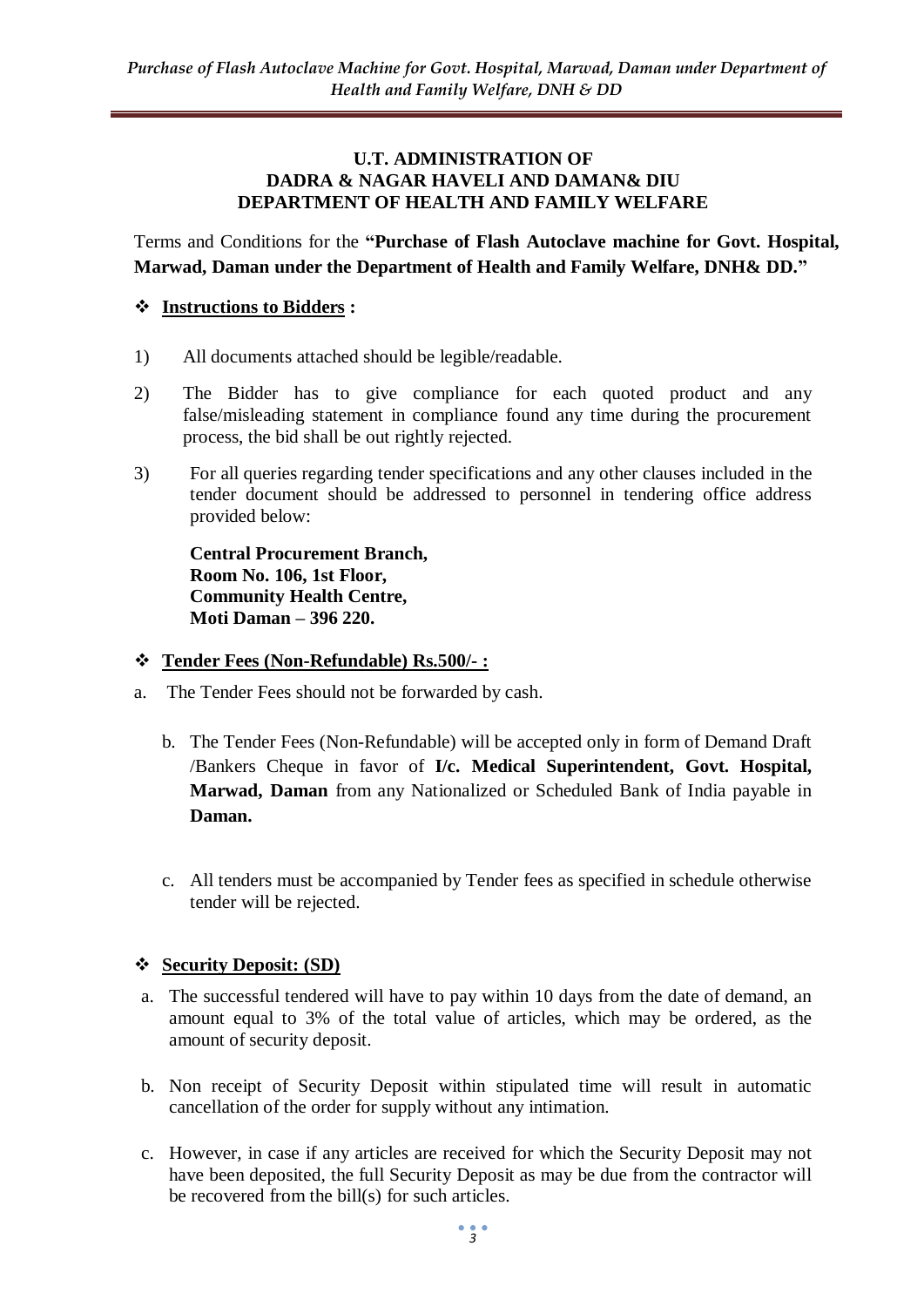**U.T. ADMINISTRATION OF**
**DADRA & NAGAR HAVELI AND DAMAN& DIU**
**DEPARTMENT OF HEALTH AND FAMILY WELFARE**

Terms and Conditions for the **"Purchase of Flash Autoclave machine for Govt. Hospital, Marwad, Daman under the Department of Health and Family Welfare, DNH& DD."**

❖ **Instructions to Bidders :**

1) All documents attached should be legible/readable.

2) The Bidder has to give compliance for each quoted product and any false/misleading statement in compliance found any time during the procurement process, the bid shall be out rightly rejected.

3) For all queries regarding tender specifications and any other clauses included in the tender document should be addressed to personnel in tendering office address provided below:

   **Central Procurement Branch,**
   **Room No. 106, 1st Floor,**
   **Community Health Centre,**
   **Moti Daman – 396 220.**

❖ **Tender Fees (Non-Refundable) Rs.500/- :**

a. The Tender Fees should not be forwarded by cash.

b. The Tender Fees (Non-Refundable) will be accepted only in form of Demand Draft /Bankers Cheque in favor of **I/c. Medical Superintendent, Govt. Hospital, Marwad, Daman** from any Nationalized or Scheduled Bank of India payable in **Daman.**

c. All tenders must be accompanied by Tender fees as specified in schedule otherwise tender will be rejected.

❖ **Security Deposit: (SD)**

a. The successful tendered will have to pay within 10 days from the date of demand, an amount equal to 3% of the total value of articles, which may be ordered, as the amount of security deposit.

b. Non receipt of Security Deposit within stipulated time will result in automatic cancellation of the order for supply without any intimation.

c. However, in case if any articles are received for which the Security Deposit may not have been deposited, the full Security Deposit as may be due from the contractor will be recovered from the bill(s) for such articles.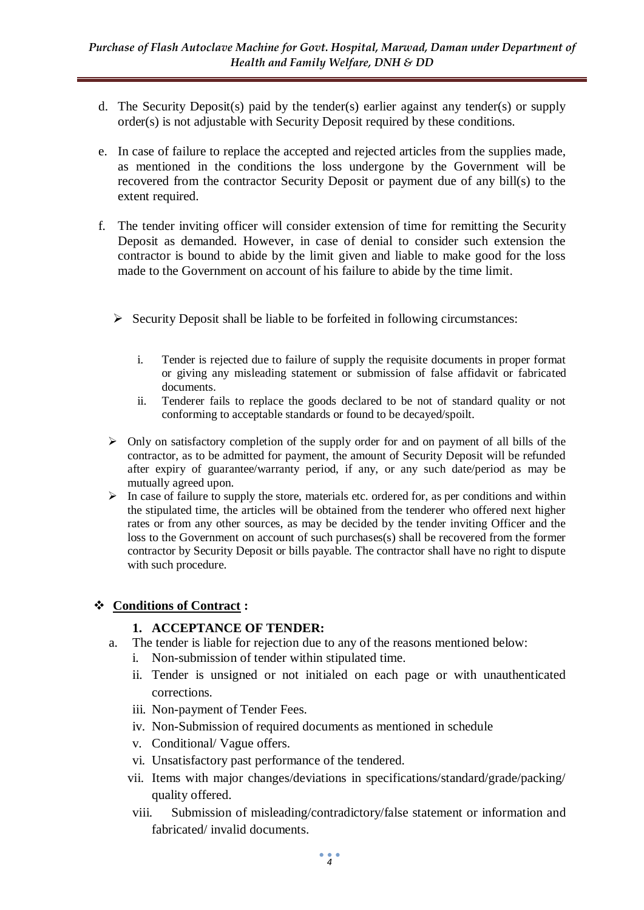d. The Security Deposit(s) paid by the tender(s) earlier against any tender(s) or supply order(s) is not adjustable with Security Deposit required by these conditions.

e. In case of failure to replace the accepted and rejected articles from the supplies made, as mentioned in the conditions the loss undergone by the Government will be recovered from the contractor Security Deposit or payment due of any bill(s) to the extent required.

f. The tender inviting officer will consider extension of time for remitting the Security Deposit as demanded. However, in case of denial to consider such extension the contractor is bound to abide by the limit given and liable to make good for the loss made to the Government on account of his failure to abide by the time limit.

- Security Deposit shall be liable to be forfeited in following circumstances:

  i. Tender is rejected due to failure of supply the requisite documents in proper format or giving any misleading statement or submission of false affidavit or fabricated documents.

  ii. Tenderer fails to replace the goods declared to be not of standard quality or not conforming to acceptable standards or found to be decayed/spoilt.

- Only on satisfactory completion of the supply order for and on payment of all bills of the contractor, as to be admitted for payment, the amount of Security Deposit will be refunded after expiry of guarantee/warranty period, if any, or any such date/period as may be mutually agreed upon.
- In case of failure to supply the store, materials etc. ordered for, as per conditions and within the stipulated time, the articles will be obtained from the tenderer who offered next higher rates or from any other sources, as may be decided by the tender inviting Officer and the loss to the Government on account of such purchases(s) shall be recovered from the former contractor by Security Deposit or bills payable. The contractor shall have no right to dispute with such procedure.

## **Conditions of Contract :**

### 1. ACCEPTANCE OF TENDER:

a. The tender is liable for rejection due to any of the reasons mentioned below:

   i. Non-submission of tender within stipulated time.

   ii. Tender is unsigned or not initialed on each page or with unauthenticated corrections.

   iii. Non-payment of Tender Fees.

   iv. Non-Submission of required documents as mentioned in schedule

   v. Conditional/ Vague offers.

   vi. Unsatisfactory past performance of the tendered.

   vii. Items with major changes/deviations in specifications/standard/grade/packing/ quality offered.

   viii. Submission of misleading/contradictory/false statement or information and fabricated/ invalid documents.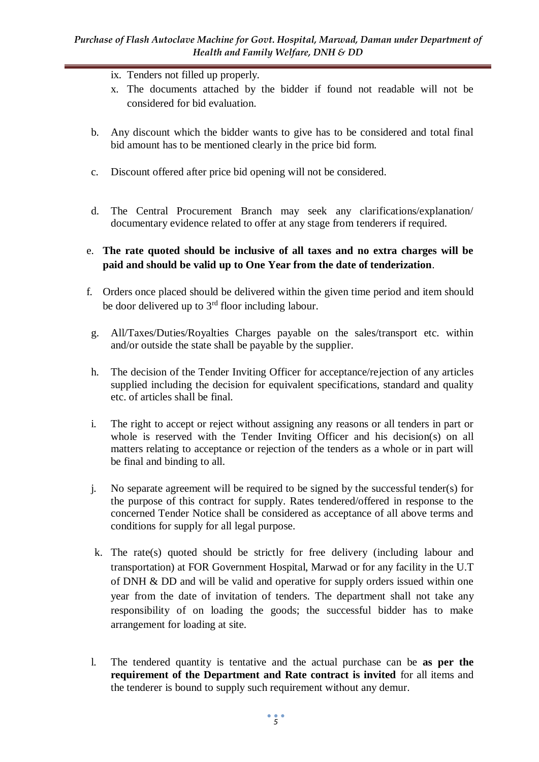ix. Tenders not filled up properly.

x. The documents attached by the bidder if found not readable will not be considered for bid evaluation.

b. Any discount which the bidder wants to give has to be considered and total final bid amount has to be mentioned clearly in the price bid form.

c. Discount offered after price bid opening will not be considered.

d. The Central Procurement Branch may seek any clarifications/explanation/ documentary evidence related to offer at any stage from tenderers if required.

e. **The rate quoted should be inclusive of all taxes and no extra charges will be paid and should be valid up to One Year from the date of tenderization**.

f. Orders once placed should be delivered within the given time period and item should be door delivered up to 3rd floor including labour.

g. All/Taxes/Duties/Royalties Charges payable on the sales/transport etc. within and/or outside the state shall be payable by the supplier.

h. The decision of the Tender Inviting Officer for acceptance/rejection of any articles supplied including the decision for equivalent specifications, standard and quality etc. of articles shall be final.

i. The right to accept or reject without assigning any reasons or all tenders in part or whole is reserved with the Tender Inviting Officer and his decision(s) on all matters relating to acceptance or rejection of the tenders as a whole or in part will be final and binding to all.

j. No separate agreement will be required to be signed by the successful tender(s) for the purpose of this contract for supply. Rates tendered/offered in response to the concerned Tender Notice shall be considered as acceptance of all above terms and conditions for supply for all legal purpose.

k. The rate(s) quoted should be strictly for free delivery (including labour and transportation) at FOR Government Hospital, Marwad or for any facility in the U.T of DNH & DD and will be valid and operative for supply orders issued within one year from the date of invitation of tenders. The department shall not take any responsibility of on loading the goods; the successful bidder has to make arrangement for loading at site.

l. The tendered quantity is tentative and the actual purchase can be **as per the requirement of the Department and Rate contract is invited** for all items and the tenderer is bound to supply such requirement without any demur.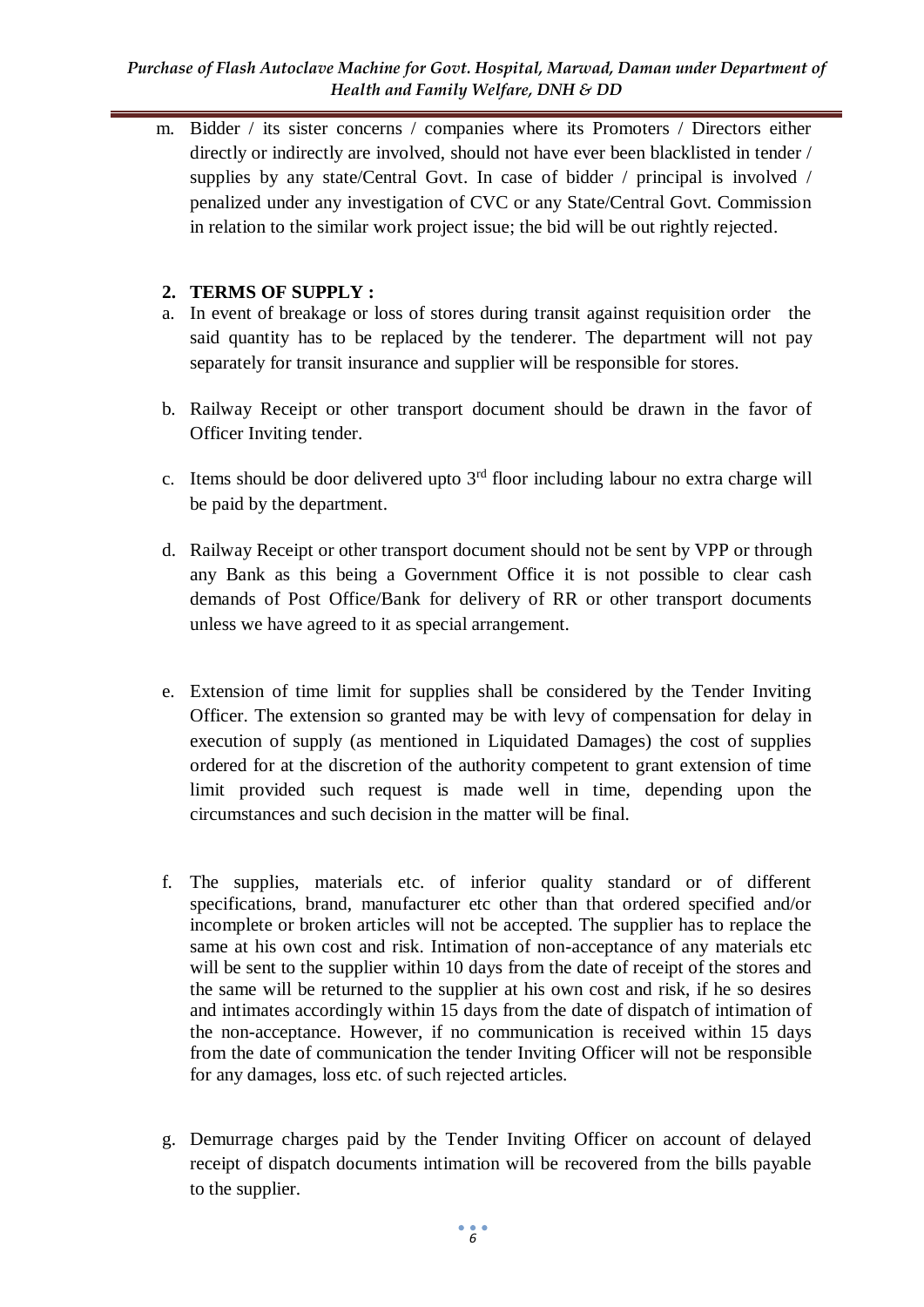m. Bidder / its sister concerns / companies where its Promoters / Directors either directly or indirectly are involved, should not have ever been blacklisted in tender / supplies by any state/Central Govt. In case of bidder / principal is involved / penalized under any investigation of CVC or any State/Central Govt. Commission in relation to the similar work project issue; the bid will be out rightly rejected.

## 2. TERMS OF SUPPLY :

a. In event of breakage or loss of stores during transit against requisition order the said quantity has to be replaced by the tenderer. The department will not pay separately for transit insurance and supplier will be responsible for stores.

b. Railway Receipt or other transport document should be drawn in the favor of Officer Inviting tender.

c. Items should be door delivered upto 3rd floor including labour no extra charge will be paid by the department.

d. Railway Receipt or other transport document should not be sent by VPP or through any Bank as this being a Government Office it is not possible to clear cash demands of Post Office/Bank for delivery of RR or other transport documents unless we have agreed to it as special arrangement.

e. Extension of time limit for supplies shall be considered by the Tender Inviting Officer. The extension so granted may be with levy of compensation for delay in execution of supply (as mentioned in Liquidated Damages) the cost of supplies ordered for at the discretion of the authority competent to grant extension of time limit provided such request is made well in time, depending upon the circumstances and such decision in the matter will be final.

f. The supplies, materials etc. of inferior quality standard or of different specifications, brand, manufacturer etc other than that ordered specified and/or incomplete or broken articles will not be accepted. The supplier has to replace the same at his own cost and risk. Intimation of non-acceptance of any materials etc will be sent to the supplier within 10 days from the date of receipt of the stores and the same will be returned to the supplier at his own cost and risk, if he so desires and intimates accordingly within 15 days from the date of dispatch of intimation of the non-acceptance. However, if no communication is received within 15 days from the date of communication the tender Inviting Officer will not be responsible for any damages, loss etc. of such rejected articles.

g. Demurrage charges paid by the Tender Inviting Officer on account of delayed receipt of dispatch documents intimation will be recovered from the bills payable to the supplier.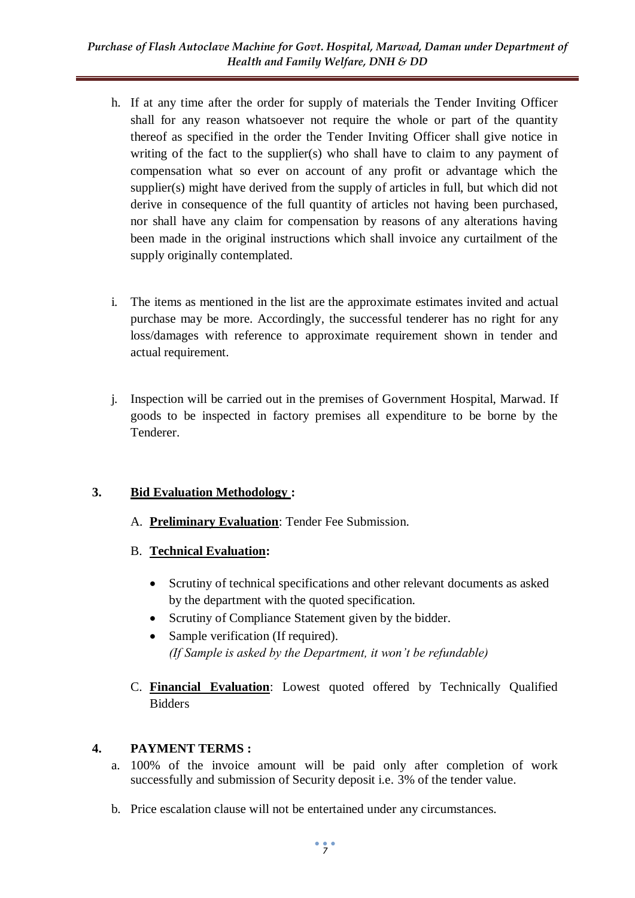h. If at any time after the order for supply of materials the Tender Inviting Officer shall for any reason whatsoever not require the whole or part of the quantity thereof as specified in the order the Tender Inviting Officer shall give notice in writing of the fact to the supplier(s) who shall have to claim to any payment of compensation what so ever on account of any profit or advantage which the supplier(s) might have derived from the supply of articles in full, but which did not derive in consequence of the full quantity of articles not having been purchased, nor shall have any claim for compensation by reasons of any alterations having been made in the original instructions which shall invoice any curtailment of the supply originally contemplated.

i. The items as mentioned in the list are the approximate estimates invited and actual purchase may be more. Accordingly, the successful tenderer has no right for any loss/damages with reference to approximate requirement shown in tender and actual requirement.

j. Inspection will be carried out in the premises of Government Hospital, Marwad. If goods to be inspected in factory premises all expenditure to be borne by the Tenderer.

**3. <u>Bid Evaluation Methodology</u> :**

A. **<u>Preliminary Evaluation</u>**: Tender Fee Submission.

B. **<u>Technical Evaluation</u>:**

- Scrutiny of technical specifications and other relevant documents as asked by the department with the quoted specification.
- Scrutiny of Compliance Statement given by the bidder.
- Sample verification (If required).
  *(If Sample is asked by the Department, it won't be refundable)*

C. **<u>Financial Evaluation</u>**: Lowest quoted offered by Technically Qualified Bidders

**4. PAYMENT TERMS :**

a. 100% of the invoice amount will be paid only after completion of work successfully and submission of Security deposit i.e. 3% of the tender value.

b. Price escalation clause will not be entertained under any circumstances.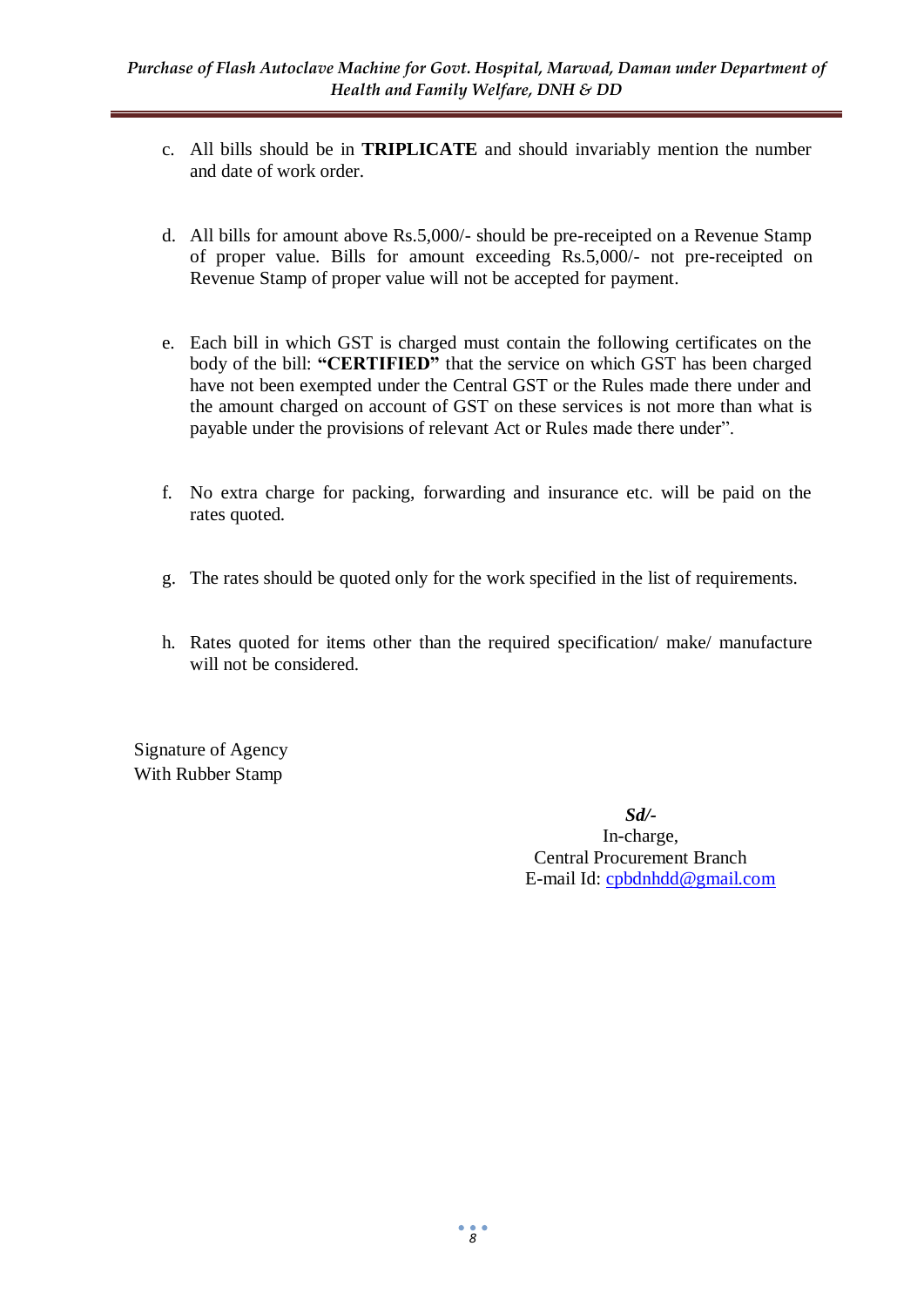c. All bills should be in **TRIPLICATE** and should invariably mention the number and date of work order.

d. All bills for amount above Rs.5,000/- should be pre-receipted on a Revenue Stamp of proper value. Bills for amount exceeding Rs.5,000/- not pre-receipted on Revenue Stamp of proper value will not be accepted for payment.

e. Each bill in which GST is charged must contain the following certificates on the body of the bill: **"CERTIFIED"** that the service on which GST has been charged have not been exempted under the Central GST or the Rules made there under and the amount charged on account of GST on these services is not more than what is payable under the provisions of relevant Act or Rules made there under".

f. No extra charge for packing, forwarding and insurance etc. will be paid on the rates quoted.

g. The rates should be quoted only for the work specified in the list of requirements.

h. Rates quoted for items other than the required specification/ make/ manufacture will not be considered.

Signature of Agency
With Rubber Stamp

***Sd/-***
In-charge,
Central Procurement Branch
E-mail Id: cpbdnhdd@gmail.com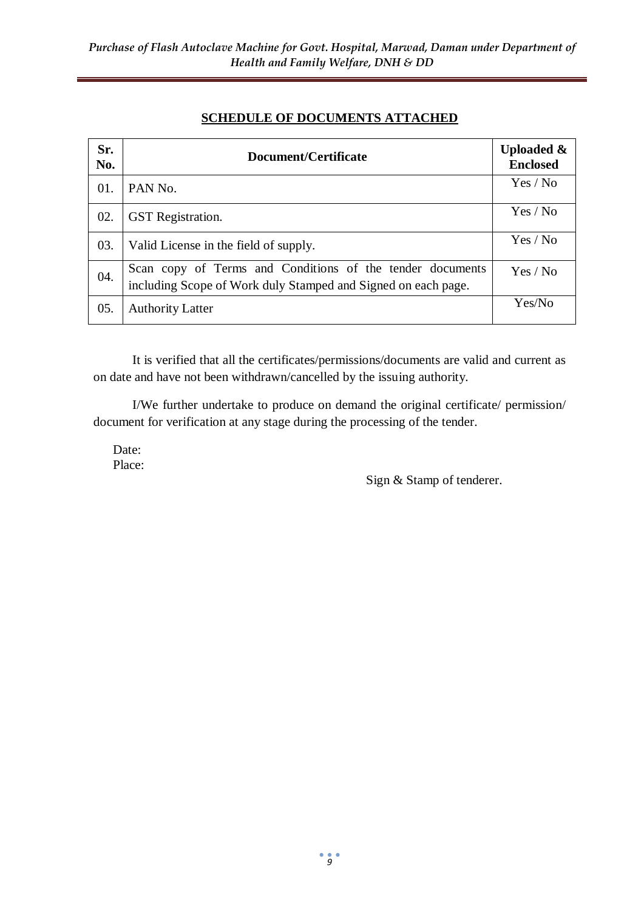## SCHEDULE OF DOCUMENTS ATTACHED

| Sr. No. | Document/Certificate | Uploaded & Enclosed |
|---|---|---|
| 01. | PAN No. | Yes / No |
| 02. | GST Registration. | Yes / No |
| 03. | Valid License in the field of supply. | Yes / No |
| 04. | Scan copy of Terms and Conditions of the tender documents including Scope of Work duly Stamped and Signed on each page. | Yes / No |
| 05. | Authority Latter | Yes/No |

It is verified that all the certificates/permissions/documents are valid and current as on date and have not been withdrawn/cancelled by the issuing authority.

I/We further undertake to produce on demand the original certificate/ permission/ document for verification at any stage during the processing of the tender.

Date:
Place:

Sign & Stamp of tenderer.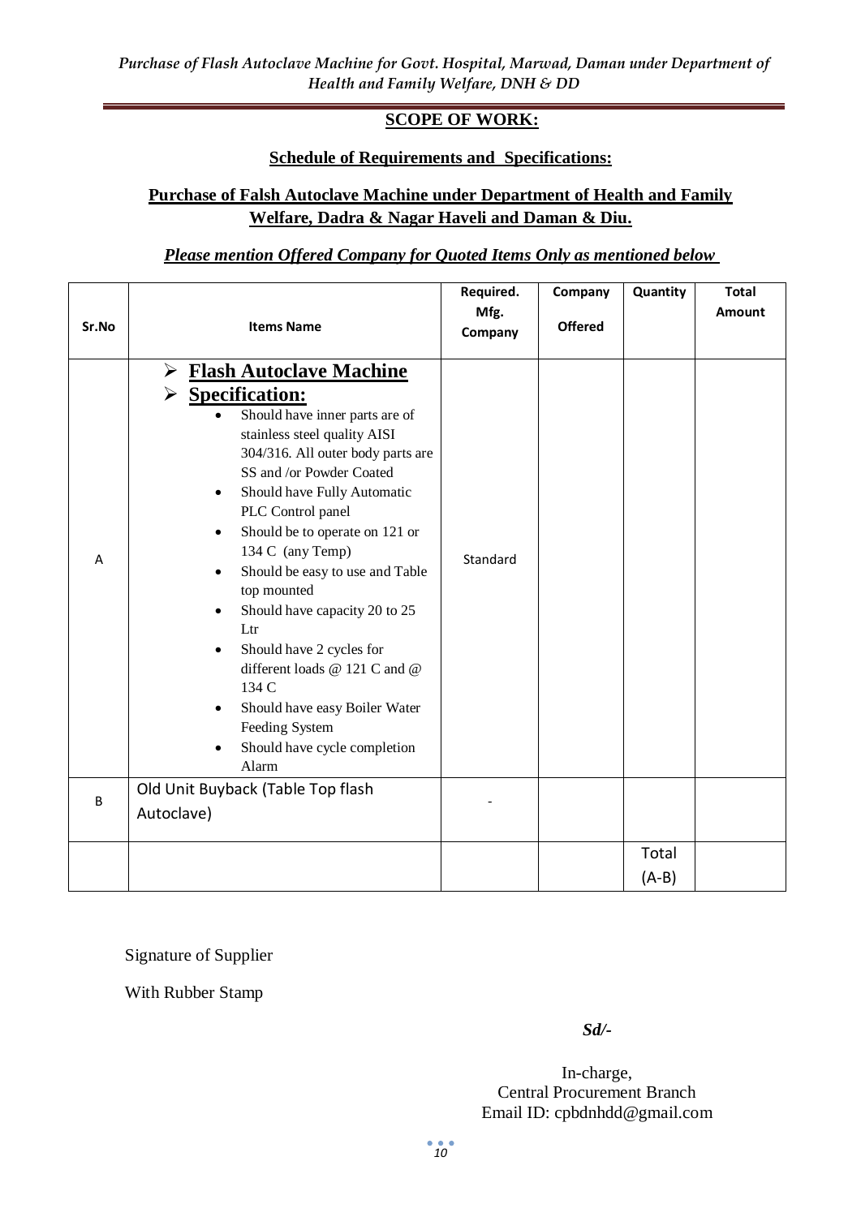## SCOPE OF WORK:

### Schedule of Requirements and Specifications:

### Purchase of Falsh Autoclave Machine under Department of Health and Family Welfare, Dadra & Nagar Haveli and Daman & Diu.

***Please mention Offered Company for Quoted Items Only as mentioned below***

| Sr.No | Items Name | Required. Mfg. Company | Company Offered | Quantity | Total Amount |
|---|---|---|---|---|---|
| A | ➢ **Flash Autoclave Machine**<br>➢ **Specification:**<br>• Should have inner parts are of stainless steel quality AISI 304/316. All outer body parts are SS and /or Powder Coated<br>• Should have Fully Automatic PLC Control panel<br>• Should be to operate on 121 or 134 C (any Temp)<br>• Should be easy to use and Table top mounted<br>• Should have capacity 20 to 25 Ltr<br>• Should have 2 cycles for different loads @ 121 C and @ 134 C<br>• Should have easy Boiler Water Feeding System<br>• Should have cycle completion Alarm | Standard | | | |
| B | Old Unit Buyback (Table Top flash Autoclave) | - | | | |
| | | | | Total (A-B) | |

Signature of Supplier

With Rubber Stamp

***Sd/-***

In-charge,
Central Procurement Branch
Email ID: cpbdnhdd@gmail.com